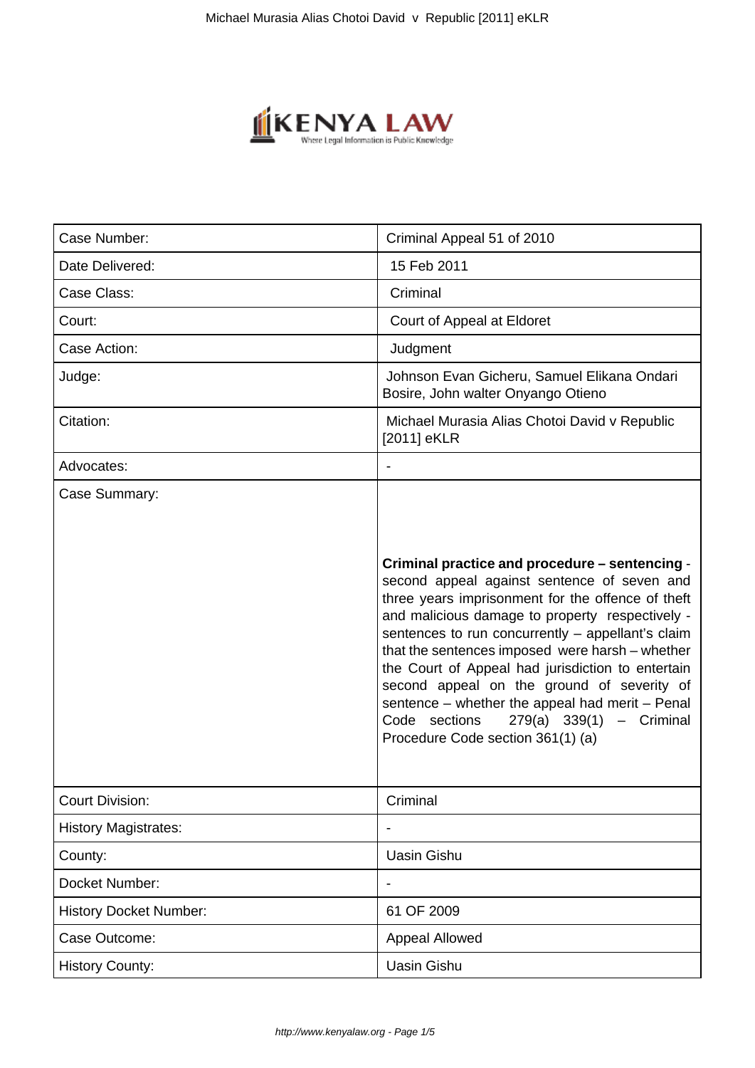| Case Number: | Criminal Appeal 51 of 2010 |
| --- | --- |
| Date Delivered: | 15 Feb 2011 |
| Case Class: | Criminal |
| Court: | Court of Appeal at Eldoret |
| Case Action: | Judgment |
| Judge: | Johnson Evan Gicheru, Samuel Elikana Ondari Bosire, John walter Onyango Otieno |
| Citation: | Michael Murasia Alias Chotoi David v Republic [2011] eKLR |
| Advocates: | - |
| Case Summary: | **Criminal practice and procedure – sentencing** - second appeal against sentence of seven and three years imprisonment for the offence of theft and malicious damage to property respectively - sentences to run concurrently – appellant's claim that the sentences imposed were harsh – whether the Court of Appeal had jurisdiction to entertain second appeal on the ground of severity of sentence – whether the appeal had merit – Penal Code sections 279(a) 339(1) – Criminal Procedure Code section 361(1) (a) |
| Court Division: | Criminal |
| History Magistrates: | - |
| County: | Uasin Gishu |
| Docket Number: | - |
| History Docket Number: | 61 OF 2009 |
| Case Outcome: | Appeal Allowed |
| History County: | Uasin Gishu |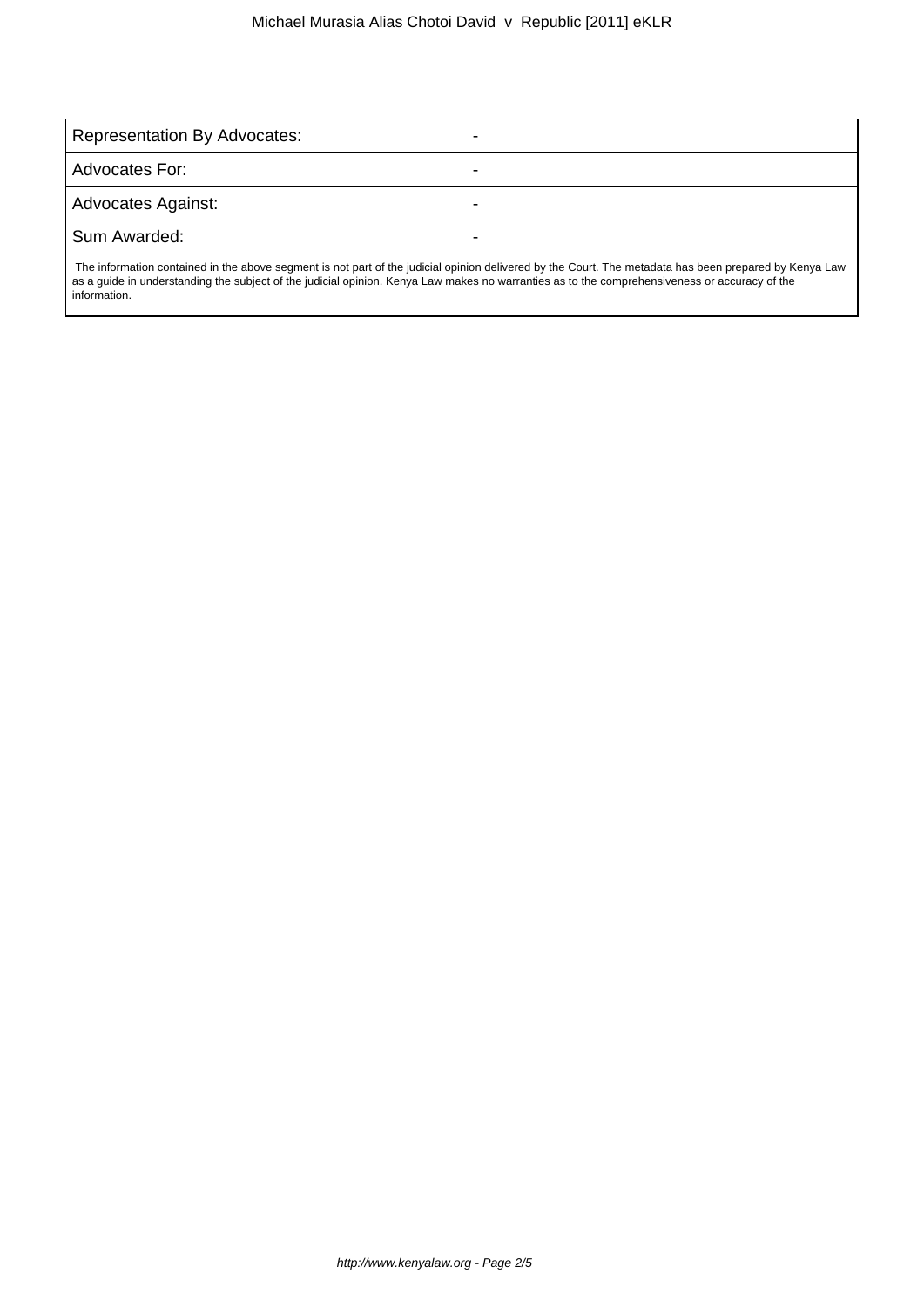| Representation By Advocates: | - |
| --- | --- |
| Advocates For: | - |
| Advocates Against: | - |
| Sum Awarded: | - |

The information contained in the above segment is not part of the judicial opinion delivered by the Court. The metadata has been prepared by Kenya Law as a guide in understanding the subject of the judicial opinion. Kenya Law makes no warranties as to the comprehensiveness or accuracy of the information.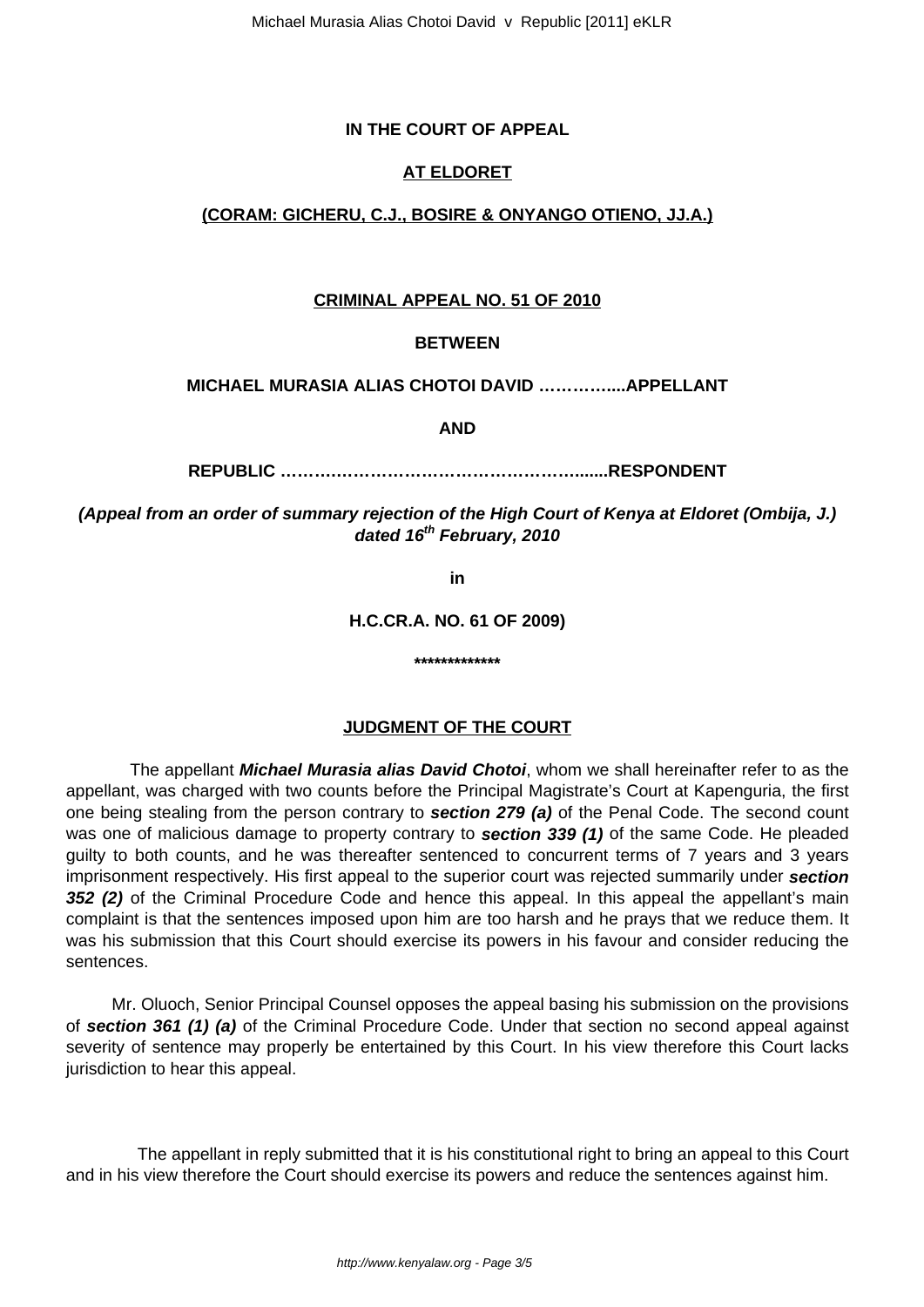**IN THE COURT OF APPEAL**

**AT ELDORET**

**(CORAM: GICHERU, C.J., BOSIRE & ONYANGO OTIENO, JJ.A.)**

**CRIMINAL APPEAL NO. 51 OF 2010**

**BETWEEN**

**MICHAEL MURASIA ALIAS CHOTOI DAVID …………....APPELLANT**

**AND**

**REPUBLIC ……….……………………………………........RESPONDENT**

***(Appeal from an order of summary rejection of the High Court of Kenya at Eldoret (Ombija, J.) dated 16th February, 2010***

**in**

**H.C.CR.A. NO. 61 OF 2009)**

**\*\*\*\*\*\*\*\*\*\*\*\*\***

**JUDGMENT OF THE COURT**

The appellant ***Michael Murasia alias David Chotoi***, whom we shall hereinafter refer to as the appellant, was charged with two counts before the Principal Magistrate's Court at Kapenguria, the first one being stealing from the person contrary to ***section 279 (a)*** of the Penal Code. The second count was one of malicious damage to property contrary to ***section 339 (1)*** of the same Code. He pleaded guilty to both counts, and he was thereafter sentenced to concurrent terms of 7 years and 3 years imprisonment respectively. His first appeal to the superior court was rejected summarily under ***section 352 (2)*** of the Criminal Procedure Code and hence this appeal. In this appeal the appellant's main complaint is that the sentences imposed upon him are too harsh and he prays that we reduce them. It was his submission that this Court should exercise its powers in his favour and consider reducing the sentences.

Mr. Oluoch, Senior Principal Counsel opposes the appeal basing his submission on the provisions of ***section 361 (1) (a)*** of the Criminal Procedure Code. Under that section no second appeal against severity of sentence may properly be entertained by this Court. In his view therefore this Court lacks jurisdiction to hear this appeal.

The appellant in reply submitted that it is his constitutional right to bring an appeal to this Court and in his view therefore the Court should exercise its powers and reduce the sentences against him.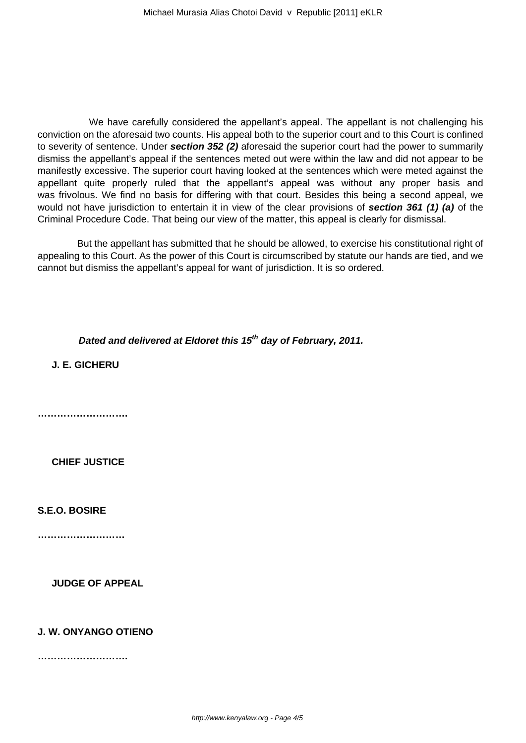We have carefully considered the appellant's appeal. The appellant is not challenging his conviction on the aforesaid two counts. His appeal both to the superior court and to this Court is confined to severity of sentence. Under ***section 352 (2)*** aforesaid the superior court had the power to summarily dismiss the appellant's appeal if the sentences meted out were within the law and did not appear to be manifestly excessive. The superior court having looked at the sentences which were meted against the appellant quite properly ruled that the appellant's appeal was without any proper basis and was frivolous. We find no basis for differing with that court. Besides this being a second appeal, we would not have jurisdiction to entertain it in view of the clear provisions of ***section 361 (1) (a)*** of the Criminal Procedure Code. That being our view of the matter, this appeal is clearly for dismissal.

But the appellant has submitted that he should be allowed, to exercise his constitutional right of appealing to this Court. As the power of this Court is circumscribed by statute our hands are tied, and we cannot but dismiss the appellant's appeal for want of jurisdiction. It is so ordered.

***Dated and delivered at Eldoret this 15th day of February, 2011.***

**J. E. GICHERU**

**……………………….**

**CHIEF JUSTICE**

**S.E.O. BOSIRE**

**………………………**

**JUDGE OF APPEAL**

**J. W. ONYANGO OTIENO**

**……………………….**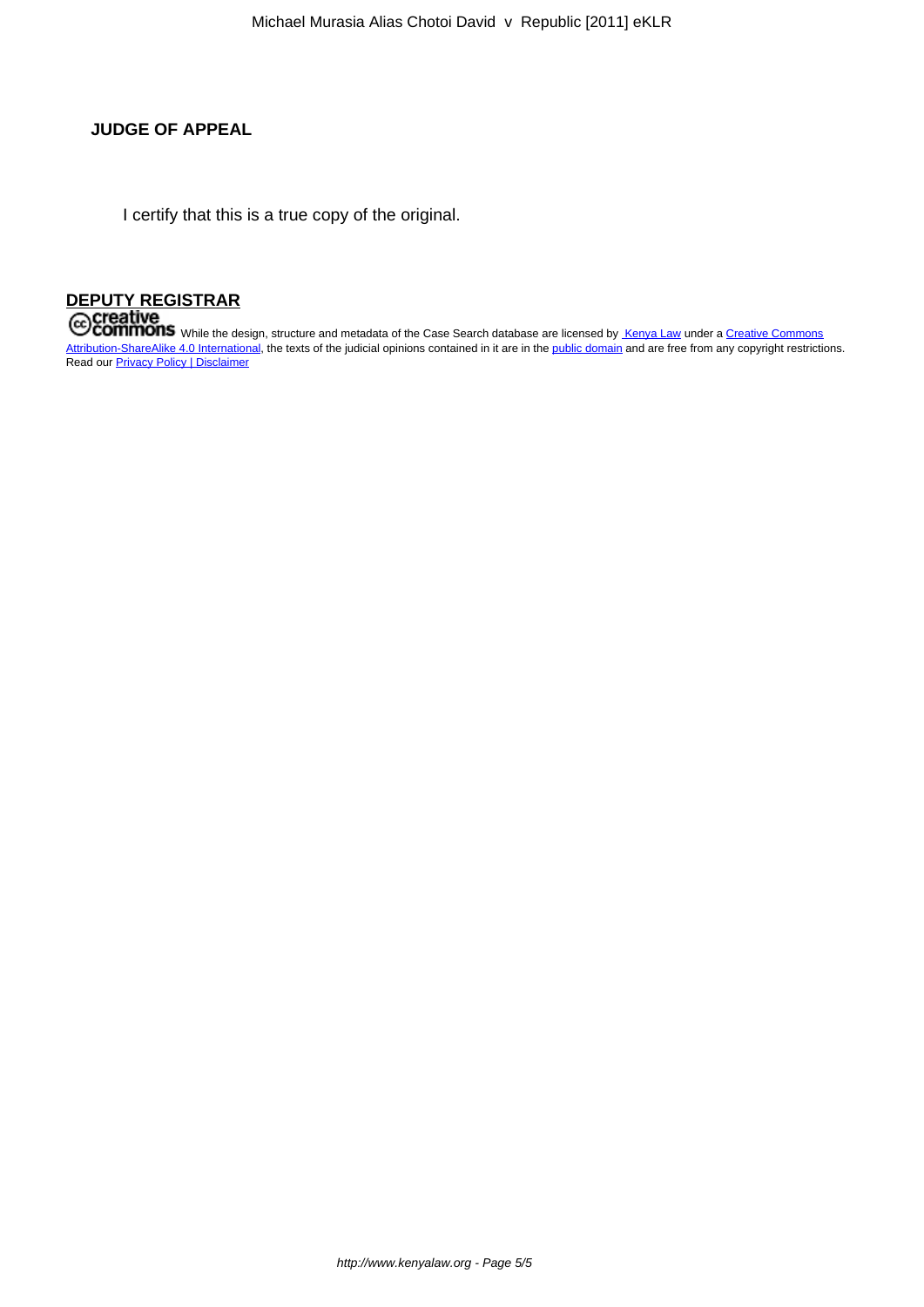**JUDGE OF APPEAL**

I certify that this is a true copy of the original.

**DEPUTY REGISTRAR**

While the design, structure and metadata of the Case Search database are licensed by Kenya Law under a Creative Commons Attribution-ShareAlike 4.0 International, the texts of the judicial opinions contained in it are in the public domain and are free from any copyright restrictions. Read our Privacy Policy | Disclaimer